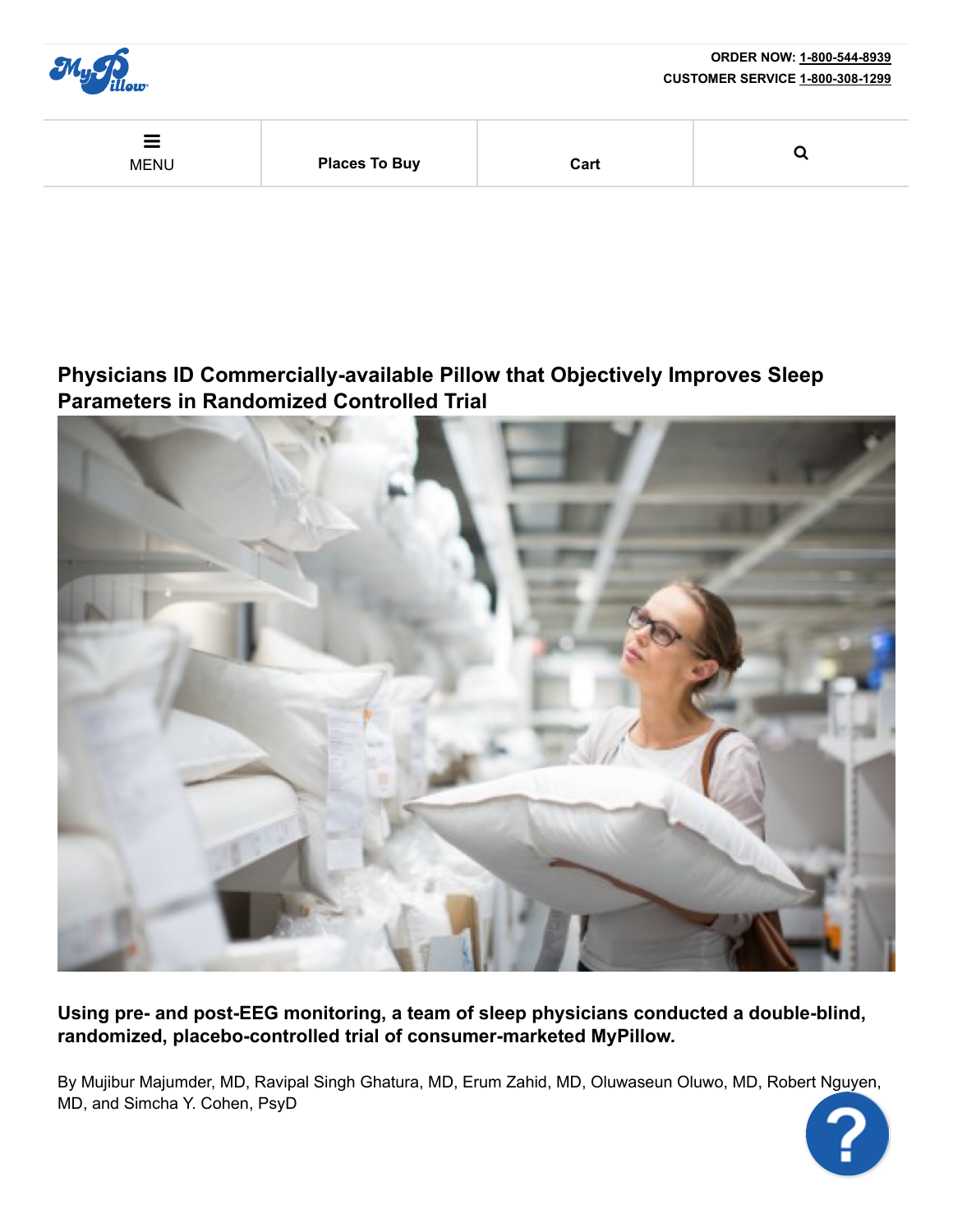ORDER NOW: 1-800-544-8939
CUSTOMER SERVICE 1-800-308-1299

MENU | Places To Buy | Cart

# Physicians ID Commercially-available Pillow that Objectively Improves Sleep Parameters in Randomized Controlled Trial

**Using pre- and post-EEG monitoring, a team of sleep physicians conducted a double-blind, randomized, placebo-controlled trial of consumer-marketed MyPillow.**

By Mujibur Majumder, MD, Ravipal Singh Ghatura, MD, Erum Zahid, MD, Oluwaseun Oluwo, MD, Robert Nguyen, MD, and Simcha Y. Cohen, PsyD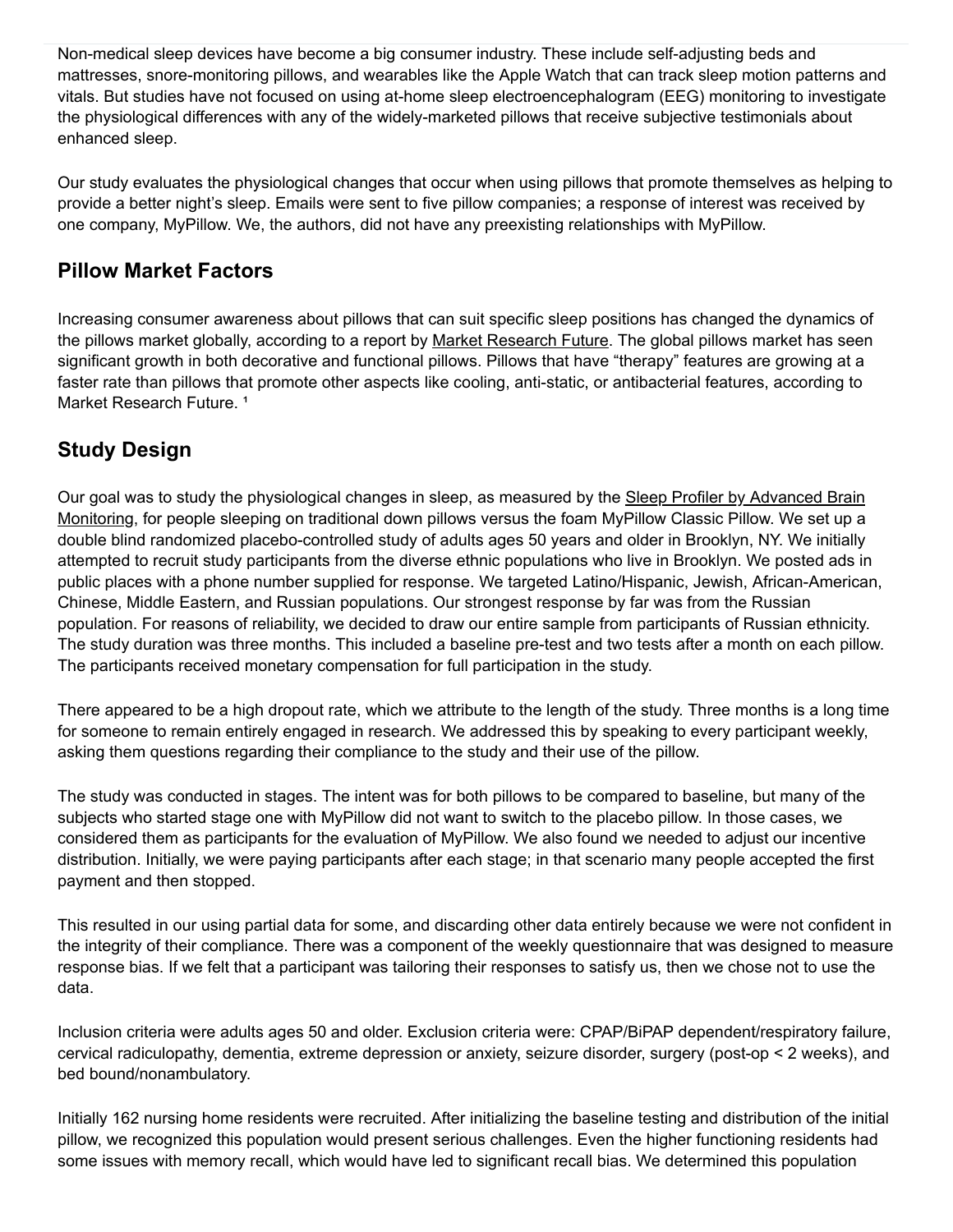Non-medical sleep devices have become a big consumer industry. These include self-adjusting beds and mattresses, snore-monitoring pillows, and wearables like the Apple Watch that can track sleep motion patterns and vitals. But studies have not focused on using at-home sleep electroencephalogram (EEG) monitoring to investigate the physiological differences with any of the widely-marketed pillows that receive subjective testimonials about enhanced sleep.

Our study evaluates the physiological changes that occur when using pillows that promote themselves as helping to provide a better night's sleep. Emails were sent to five pillow companies; a response of interest was received by one company, MyPillow. We, the authors, did not have any preexisting relationships with MyPillow.

## Pillow Market Factors

Increasing consumer awareness about pillows that can suit specific sleep positions has changed the dynamics of the pillows market globally, according to a report by Market Research Future. The global pillows market has seen significant growth in both decorative and functional pillows. Pillows that have "therapy" features are growing at a faster rate than pillows that promote other aspects like cooling, anti-static, or antibacterial features, according to Market Research Future. [1]

## Study Design

Our goal was to study the physiological changes in sleep, as measured by the Sleep Profiler by Advanced Brain Monitoring, for people sleeping on traditional down pillows versus the foam MyPillow Classic Pillow. We set up a double blind randomized placebo-controlled study of adults ages 50 years and older in Brooklyn, NY. We initially attempted to recruit study participants from the diverse ethnic populations who live in Brooklyn. We posted ads in public places with a phone number supplied for response. We targeted Latino/Hispanic, Jewish, African-American, Chinese, Middle Eastern, and Russian populations. Our strongest response by far was from the Russian population. For reasons of reliability, we decided to draw our entire sample from participants of Russian ethnicity. The study duration was three months. This included a baseline pre-test and two tests after a month on each pillow. The participants received monetary compensation for full participation in the study.

There appeared to be a high dropout rate, which we attribute to the length of the study. Three months is a long time for someone to remain entirely engaged in research. We addressed this by speaking to every participant weekly, asking them questions regarding their compliance to the study and their use of the pillow.

The study was conducted in stages. The intent was for both pillows to be compared to baseline, but many of the subjects who started stage one with MyPillow did not want to switch to the placebo pillow. In those cases, we considered them as participants for the evaluation of MyPillow. We also found we needed to adjust our incentive distribution. Initially, we were paying participants after each stage; in that scenario many people accepted the first payment and then stopped.

This resulted in our using partial data for some, and discarding other data entirely because we were not confident in the integrity of their compliance. There was a component of the weekly questionnaire that was designed to measure response bias. If we felt that a participant was tailoring their responses to satisfy us, then we chose not to use the data.

Inclusion criteria were adults ages 50 and older. Exclusion criteria were: CPAP/BiPAP dependent/respiratory failure, cervical radiculopathy, dementia, extreme depression or anxiety, seizure disorder, surgery (post-op < 2 weeks), and bed bound/nonambulatory.

Initially 162 nursing home residents were recruited. After initializing the baseline testing and distribution of the initial pillow, we recognized this population would present serious challenges. Even the higher functioning residents had some issues with memory recall, which would have led to significant recall bias. We determined this population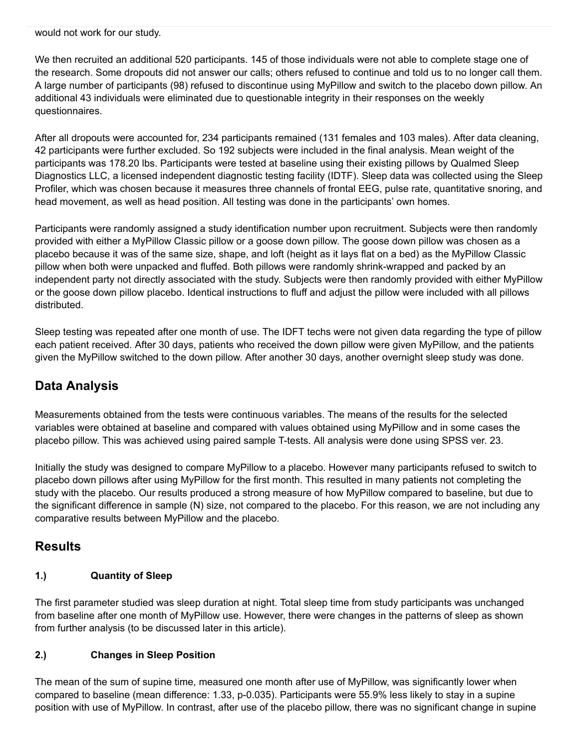would not work for our study.

We then recruited an additional 520 participants. 145 of those individuals were not able to complete stage one of the research. Some dropouts did not answer our calls; others refused to continue and told us to no longer call them. A large number of participants (98) refused to discontinue using MyPillow and switch to the placebo down pillow. An additional 43 individuals were eliminated due to questionable integrity in their responses on the weekly questionnaires.

After all dropouts were accounted for, 234 participants remained (131 females and 103 males). After data cleaning, 42 participants were further excluded. So 192 subjects were included in the final analysis. Mean weight of the participants was 178.20 lbs. Participants were tested at baseline using their existing pillows by Qualmed Sleep Diagnostics LLC, a licensed independent diagnostic testing facility (IDTF). Sleep data was collected using the Sleep Profiler, which was chosen because it measures three channels of frontal EEG, pulse rate, quantitative snoring, and head movement, as well as head position. All testing was done in the participants' own homes.

Participants were randomly assigned a study identification number upon recruitment. Subjects were then randomly provided with either a MyPillow Classic pillow or a goose down pillow. The goose down pillow was chosen as a placebo because it was of the same size, shape, and loft (height as it lays flat on a bed) as the MyPillow Classic pillow when both were unpacked and fluffed. Both pillows were randomly shrink-wrapped and packed by an independent party not directly associated with the study. Subjects were then randomly provided with either MyPillow or the goose down pillow placebo. Identical instructions to fluff and adjust the pillow were included with all pillows distributed.

Sleep testing was repeated after one month of use. The IDFT techs were not given data regarding the type of pillow each patient received. After 30 days, patients who received the down pillow were given MyPillow, and the patients given the MyPillow switched to the down pillow. After another 30 days, another overnight sleep study was done.

## Data Analysis

Measurements obtained from the tests were continuous variables. The means of the results for the selected variables were obtained at baseline and compared with values obtained using MyPillow and in some cases the placebo pillow. This was achieved using paired sample T-tests. All analysis were done using SPSS ver. 23.

Initially the study was designed to compare MyPillow to a placebo. However many participants refused to switch to placebo down pillows after using MyPillow for the first month. This resulted in many patients not completing the study with the placebo. Our results produced a strong measure of how MyPillow compared to baseline, but due to the significant difference in sample (N) size, not compared to the placebo. For this reason, we are not including any comparative results between MyPillow and the placebo.

## Results

### 1.) Quantity of Sleep

The first parameter studied was sleep duration at night. Total sleep time from study participants was unchanged from baseline after one month of MyPillow use. However, there were changes in the patterns of sleep as shown from further analysis (to be discussed later in this article).

### 2.) Changes in Sleep Position

The mean of the sum of supine time, measured one month after use of MyPillow, was significantly lower when compared to baseline (mean difference: 1.33, p-0.035). Participants were 55.9% less likely to stay in a supine position with use of MyPillow. In contrast, after use of the placebo pillow, there was no significant change in supine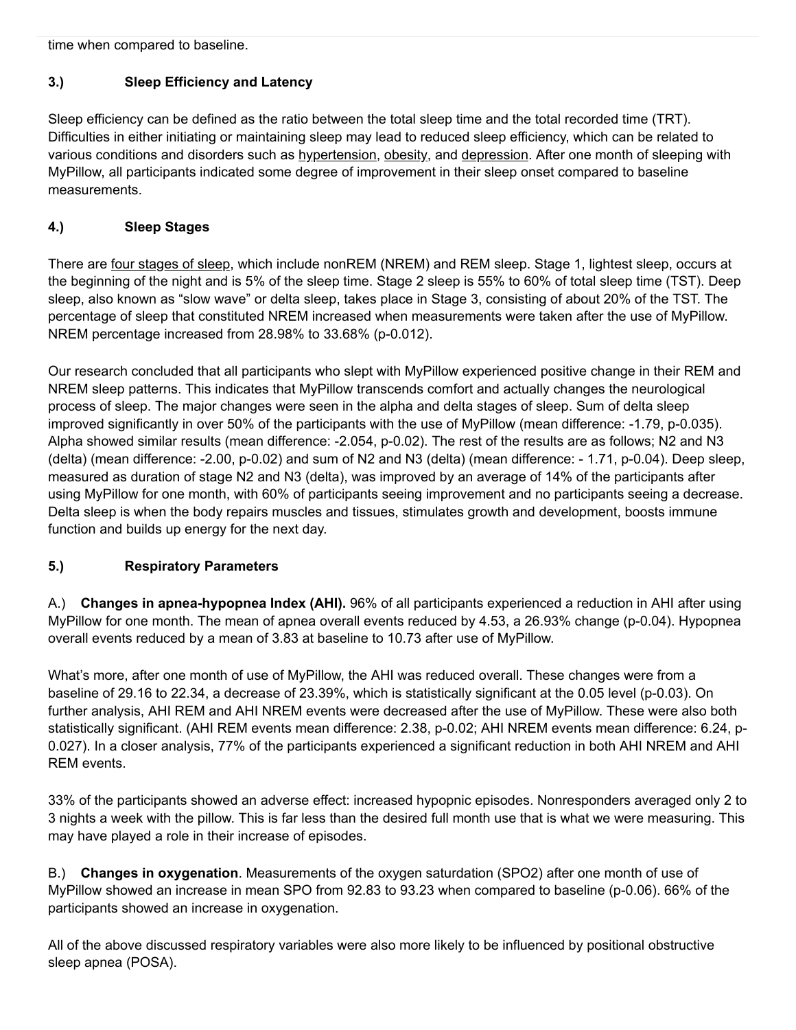time when compared to baseline.

### 3.) Sleep Efficiency and Latency

Sleep efficiency can be defined as the ratio between the total sleep time and the total recorded time (TRT). Difficulties in either initiating or maintaining sleep may lead to reduced sleep efficiency, which can be related to various conditions and disorders such as hypertension, obesity, and depression. After one month of sleeping with MyPillow, all participants indicated some degree of improvement in their sleep onset compared to baseline measurements.

### 4.) Sleep Stages

There are four stages of sleep, which include nonREM (NREM) and REM sleep. Stage 1, lightest sleep, occurs at the beginning of the night and is 5% of the sleep time. Stage 2 sleep is 55% to 60% of total sleep time (TST). Deep sleep, also known as "slow wave" or delta sleep, takes place in Stage 3, consisting of about 20% of the TST. The percentage of sleep that constituted NREM increased when measurements were taken after the use of MyPillow. NREM percentage increased from 28.98% to 33.68% (p-0.012).

Our research concluded that all participants who slept with MyPillow experienced positive change in their REM and NREM sleep patterns. This indicates that MyPillow transcends comfort and actually changes the neurological process of sleep. The major changes were seen in the alpha and delta stages of sleep. Sum of delta sleep improved significantly in over 50% of the participants with the use of MyPillow (mean difference: -1.79, p-0.035). Alpha showed similar results (mean difference: -2.054, p-0.02). The rest of the results are as follows; N2 and N3 (delta) (mean difference: -2.00, p-0.02) and sum of N2 and N3 (delta) (mean difference: - 1.71, p-0.04). Deep sleep, measured as duration of stage N2 and N3 (delta), was improved by an average of 14% of the participants after using MyPillow for one month, with 60% of participants seeing improvement and no participants seeing a decrease. Delta sleep is when the body repairs muscles and tissues, stimulates growth and development, boosts immune function and builds up energy for the next day.

### 5.) Respiratory Parameters

A.) **Changes in apnea-hypopnea Index (AHI).** 96% of all participants experienced a reduction in AHI after using MyPillow for one month. The mean of apnea overall events reduced by 4.53, a 26.93% change (p-0.04). Hypopnea overall events reduced by a mean of 3.83 at baseline to 10.73 after use of MyPillow.

What's more, after one month of use of MyPillow, the AHI was reduced overall. These changes were from a baseline of 29.16 to 22.34, a decrease of 23.39%, which is statistically significant at the 0.05 level (p-0.03). On further analysis, AHI REM and AHI NREM events were decreased after the use of MyPillow. These were also both statistically significant. (AHI REM events mean difference: 2.38, p-0.02; AHI NREM events mean difference: 6.24, p-0.027). In a closer analysis, 77% of the participants experienced a significant reduction in both AHI NREM and AHI REM events.

33% of the participants showed an adverse effect: increased hypopnic episodes. Nonresponders averaged only 2 to 3 nights a week with the pillow. This is far less than the desired full month use that is what we were measuring. This may have played a role in their increase of episodes.

B.) **Changes in oxygenation**. Measurements of the oxygen saturdation (SPO2) after one month of use of MyPillow showed an increase in mean SPO from 92.83 to 93.23 when compared to baseline (p-0.06). 66% of the participants showed an increase in oxygenation.

All of the above discussed respiratory variables were also more likely to be influenced by positional obstructive sleep apnea (POSA).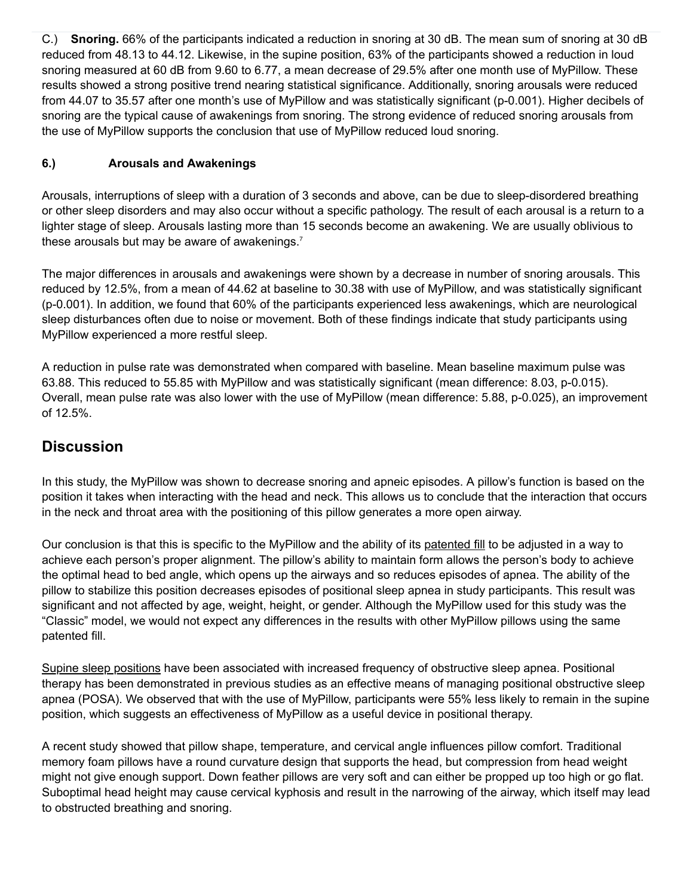C.) **Snoring.** 66% of the participants indicated a reduction in snoring at 30 dB. The mean sum of snoring at 30 dB reduced from 48.13 to 44.12. Likewise, in the supine position, 63% of the participants showed a reduction in loud snoring measured at 60 dB from 9.60 to 6.77, a mean decrease of 29.5% after one month use of MyPillow. These results showed a strong positive trend nearing statistical significance. Additionally, snoring arousals were reduced from 44.07 to 35.57 after one month's use of MyPillow and was statistically significant (p-0.001). Higher decibels of snoring are the typical cause of awakenings from snoring. The strong evidence of reduced snoring arousals from the use of MyPillow supports the conclusion that use of MyPillow reduced loud snoring.

#### 6.) Arousals and Awakenings

Arousals, interruptions of sleep with a duration of 3 seconds and above, can be due to sleep-disordered breathing or other sleep disorders and may also occur without a specific pathology. The result of each arousal is a return to a lighter stage of sleep. Arousals lasting more than 15 seconds become an awakening. We are usually oblivious to these arousals but may be aware of awakenings.[7]

The major differences in arousals and awakenings were shown by a decrease in number of snoring arousals. This reduced by 12.5%, from a mean of 44.62 at baseline to 30.38 with use of MyPillow, and was statistically significant (p-0.001). In addition, we found that 60% of the participants experienced less awakenings, which are neurological sleep disturbances often due to noise or movement. Both of these findings indicate that study participants using MyPillow experienced a more restful sleep.

A reduction in pulse rate was demonstrated when compared with baseline. Mean baseline maximum pulse was 63.88. This reduced to 55.85 with MyPillow and was statistically significant (mean difference: 8.03, p-0.015). Overall, mean pulse rate was also lower with the use of MyPillow (mean difference: 5.88, p-0.025), an improvement of 12.5%.

## Discussion

In this study, the MyPillow was shown to decrease snoring and apneic episodes. A pillow's function is based on the position it takes when interacting with the head and neck. This allows us to conclude that the interaction that occurs in the neck and throat area with the positioning of this pillow generates a more open airway.

Our conclusion is that this is specific to the MyPillow and the ability of its patented fill to be adjusted in a way to achieve each person's proper alignment. The pillow's ability to maintain form allows the person's body to achieve the optimal head to bed angle, which opens up the airways and so reduces episodes of apnea. The ability of the pillow to stabilize this position decreases episodes of positional sleep apnea in study participants. This result was significant and not affected by age, weight, height, or gender. Although the MyPillow used for this study was the "Classic" model, we would not expect any differences in the results with other MyPillow pillows using the same patented fill.

Supine sleep positions have been associated with increased frequency of obstructive sleep apnea. Positional therapy has been demonstrated in previous studies as an effective means of managing positional obstructive sleep apnea (POSA). We observed that with the use of MyPillow, participants were 55% less likely to remain in the supine position, which suggests an effectiveness of MyPillow as a useful device in positional therapy.

A recent study showed that pillow shape, temperature, and cervical angle influences pillow comfort. Traditional memory foam pillows have a round curvature design that supports the head, but compression from head weight might not give enough support. Down feather pillows are very soft and can either be propped up too high or go flat. Suboptimal head height may cause cervical kyphosis and result in the narrowing of the airway, which itself may lead to obstructed breathing and snoring.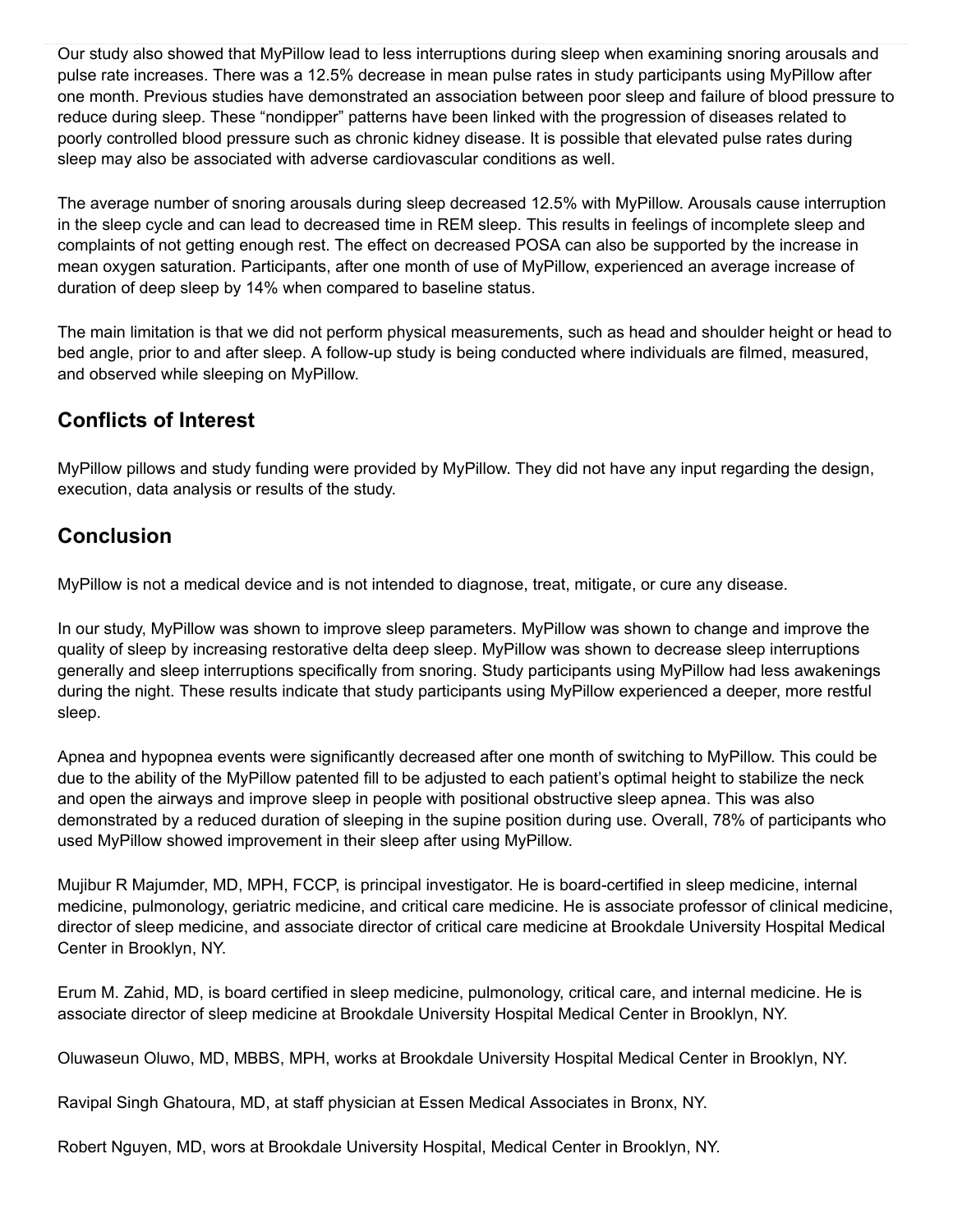Our study also showed that MyPillow lead to less interruptions during sleep when examining snoring arousals and pulse rate increases. There was a 12.5% decrease in mean pulse rates in study participants using MyPillow after one month. Previous studies have demonstrated an association between poor sleep and failure of blood pressure to reduce during sleep. These "nondipper" patterns have been linked with the progression of diseases related to poorly controlled blood pressure such as chronic kidney disease. It is possible that elevated pulse rates during sleep may also be associated with adverse cardiovascular conditions as well.

The average number of snoring arousals during sleep decreased 12.5% with MyPillow. Arousals cause interruption in the sleep cycle and can lead to decreased time in REM sleep. This results in feelings of incomplete sleep and complaints of not getting enough rest. The effect on decreased POSA can also be supported by the increase in mean oxygen saturation. Participants, after one month of use of MyPillow, experienced an average increase of duration of deep sleep by 14% when compared to baseline status.

The main limitation is that we did not perform physical measurements, such as head and shoulder height or head to bed angle, prior to and after sleep. A follow-up study is being conducted where individuals are filmed, measured, and observed while sleeping on MyPillow.

## Conflicts of Interest

MyPillow pillows and study funding were provided by MyPillow. They did not have any input regarding the design, execution, data analysis or results of the study.

## Conclusion

MyPillow is not a medical device and is not intended to diagnose, treat, mitigate, or cure any disease.

In our study, MyPillow was shown to improve sleep parameters. MyPillow was shown to change and improve the quality of sleep by increasing restorative delta deep sleep. MyPillow was shown to decrease sleep interruptions generally and sleep interruptions specifically from snoring. Study participants using MyPillow had less awakenings during the night. These results indicate that study participants using MyPillow experienced a deeper, more restful sleep.

Apnea and hypopnea events were significantly decreased after one month of switching to MyPillow. This could be due to the ability of the MyPillow patented fill to be adjusted to each patient's optimal height to stabilize the neck and open the airways and improve sleep in people with positional obstructive sleep apnea. This was also demonstrated by a reduced duration of sleeping in the supine position during use. Overall, 78% of participants who used MyPillow showed improvement in their sleep after using MyPillow.

Mujibur R Majumder, MD, MPH, FCCP, is principal investigator. He is board-certified in sleep medicine, internal medicine, pulmonology, geriatric medicine, and critical care medicine. He is associate professor of clinical medicine, director of sleep medicine, and associate director of critical care medicine at Brookdale University Hospital Medical Center in Brooklyn, NY.

Erum M. Zahid, MD, is board certified in sleep medicine, pulmonology, critical care, and internal medicine. He is associate director of sleep medicine at Brookdale University Hospital Medical Center in Brooklyn, NY.

Oluwaseun Oluwo, MD, MBBS, MPH, works at Brookdale University Hospital Medical Center in Brooklyn, NY.

Ravipal Singh Ghatoura, MD, at staff physician at Essen Medical Associates in Bronx, NY.

Robert Nguyen, MD, wors at Brookdale University Hospital, Medical Center in Brooklyn, NY.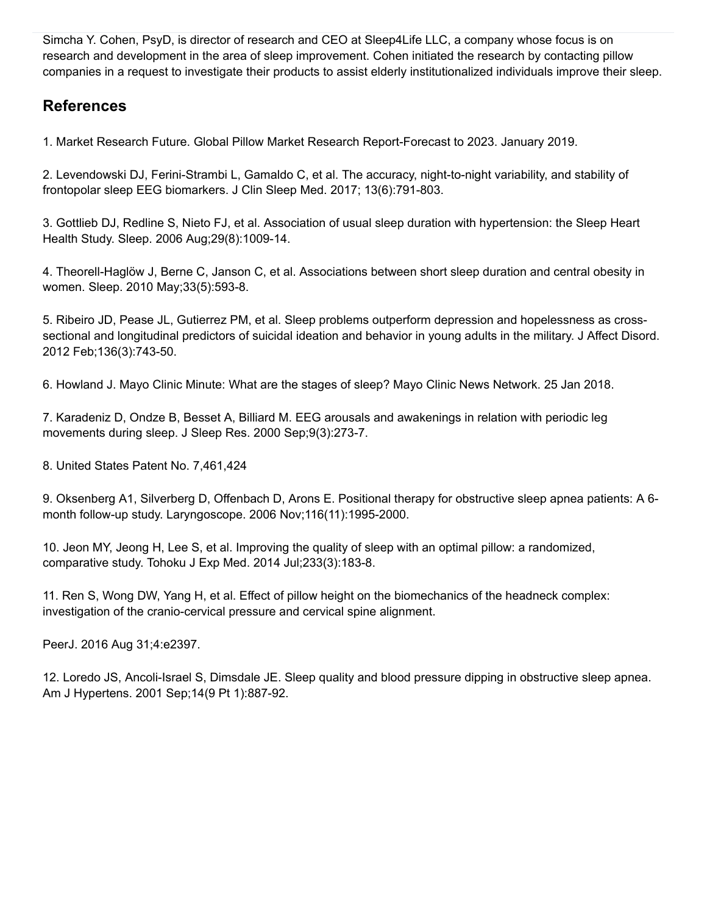Simcha Y. Cohen, PsyD, is director of research and CEO at Sleep4Life LLC, a company whose focus is on research and development in the area of sleep improvement. Cohen initiated the research by contacting pillow companies in a request to investigate their products to assist elderly institutionalized individuals improve their sleep.

## References

1. Market Research Future. Global Pillow Market Research Report-Forecast to 2023. January 2019.

2. Levendowski DJ, Ferini-Strambi L, Gamaldo C, et al. The accuracy, night-to-night variability, and stability of frontopolar sleep EEG biomarkers. J Clin Sleep Med. 2017; 13(6):791-803.

3. Gottlieb DJ, Redline S, Nieto FJ, et al. Association of usual sleep duration with hypertension: the Sleep Heart Health Study. Sleep. 2006 Aug;29(8):1009-14.

4. Theorell-Haglöw J, Berne C, Janson C, et al. Associations between short sleep duration and central obesity in women. Sleep. 2010 May;33(5):593-8.

5. Ribeiro JD, Pease JL, Gutierrez PM, et al. Sleep problems outperform depression and hopelessness as cross-sectional and longitudinal predictors of suicidal ideation and behavior in young adults in the military. J Affect Disord. 2012 Feb;136(3):743-50.

6. Howland J. Mayo Clinic Minute: What are the stages of sleep? Mayo Clinic News Network. 25 Jan 2018.

7. Karadeniz D, Ondze B, Besset A, Billiard M. EEG arousals and awakenings in relation with periodic leg movements during sleep. J Sleep Res. 2000 Sep;9(3):273-7.

8. United States Patent No. 7,461,424

9. Oksenberg A1, Silverberg D, Offenbach D, Arons E. Positional therapy for obstructive sleep apnea patients: A 6-month follow-up study. Laryngoscope. 2006 Nov;116(11):1995-2000.

10. Jeon MY, Jeong H, Lee S, et al. Improving the quality of sleep with an optimal pillow: a randomized, comparative study. Tohoku J Exp Med. 2014 Jul;233(3):183-8.

11. Ren S, Wong DW, Yang H, et al. Effect of pillow height on the biomechanics of the headneck complex: investigation of the cranio-cervical pressure and cervical spine alignment.

PeerJ. 2016 Aug 31;4:e2397.

12. Loredo JS, Ancoli-Israel S, Dimsdale JE. Sleep quality and blood pressure dipping in obstructive sleep apnea. Am J Hypertens. 2001 Sep;14(9 Pt 1):887-92.